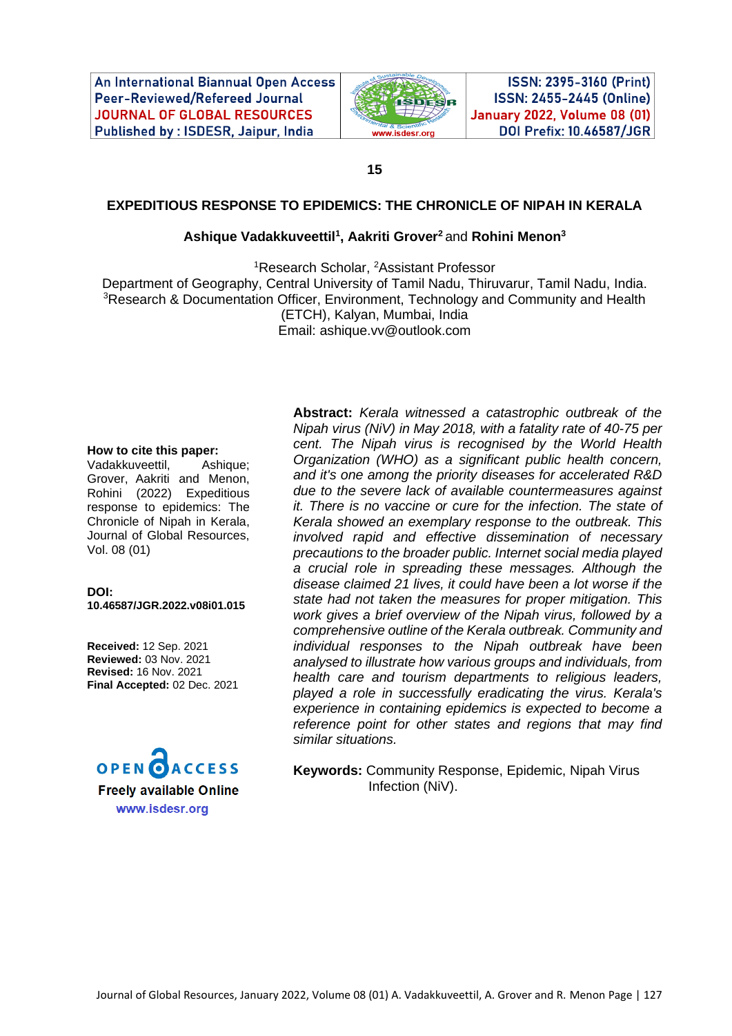15

# EXPEDITIOUS RESPONSE TO EPIDEMICS: THE CHRONICLE OF NIPAH IN KERALA

**Ashique Vadakkuveettil[1], Aakriti Grover[2]** and **Rohini Menon[3]**

[1]Research Scholar, [2]Assistant Professor
Department of Geography, Central University of Tamil Nadu, Thiruvarur, Tamil Nadu, India.
[3]Research & Documentation Officer, Environment, Technology and Community and Health (ETCH), Kalyan, Mumbai, India
Email: ashique.vv@outlook.com

**How to cite this paper:**
Vadakkuveettil, Ashique; Grover, Aakriti and Menon, Rohini (2022) Expeditious response to epidemics: The Chronicle of Nipah in Kerala, Journal of Global Resources, Vol. 08 (01)

**DOI:**
**10.46587/JGR.2022.v08i01.015**

**Received:** 12 Sep. 2021
**Reviewed:** 03 Nov. 2021
**Revised:** 16 Nov. 2021
**Final Accepted:** 02 Dec. 2021

OPEN ACCESS
Freely available Online
www.isdesr.org

**Abstract:** *Kerala witnessed a catastrophic outbreak of the Nipah virus (NiV) in May 2018, with a fatality rate of 40-75 per cent. The Nipah virus is recognised by the World Health Organization (WHO) as a significant public health concern, and it's one among the priority diseases for accelerated R&D due to the severe lack of available countermeasures against it. There is no vaccine or cure for the infection. The state of Kerala showed an exemplary response to the outbreak. This involved rapid and effective dissemination of necessary precautions to the broader public. Internet social media played a crucial role in spreading these messages. Although the disease claimed 21 lives, it could have been a lot worse if the state had not taken the measures for proper mitigation. This work gives a brief overview of the Nipah virus, followed by a comprehensive outline of the Kerala outbreak. Community and individual responses to the Nipah outbreak have been analysed to illustrate how various groups and individuals, from health care and tourism departments to religious leaders, played a role in successfully eradicating the virus. Kerala's experience in containing epidemics is expected to become a reference point for other states and regions that may find similar situations.*

**Keywords:** Community Response, Epidemic, Nipah Virus Infection (NiV).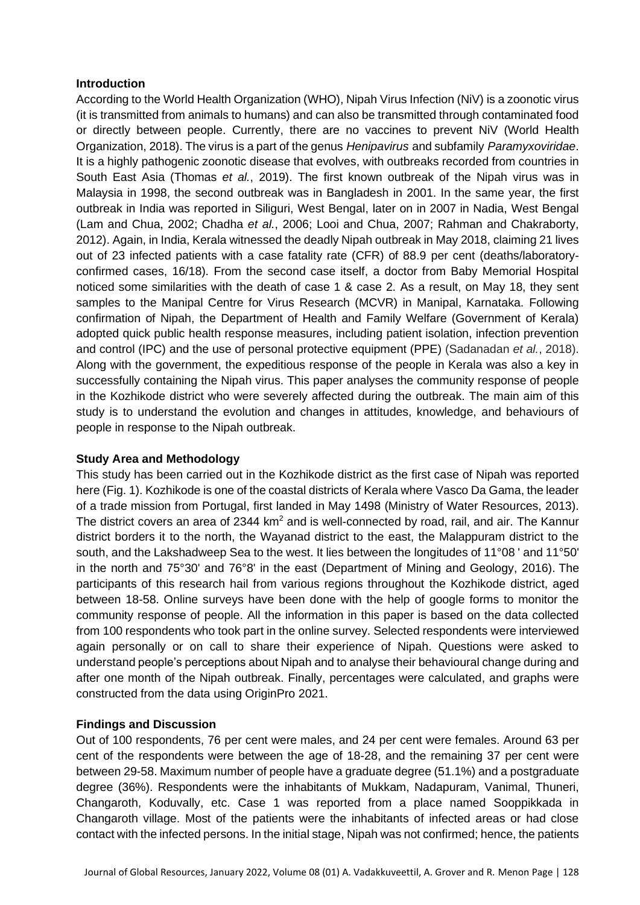## Introduction

According to the World Health Organization (WHO), Nipah Virus Infection (NiV) is a zoonotic virus (it is transmitted from animals to humans) and can also be transmitted through contaminated food or directly between people. Currently, there are no vaccines to prevent NiV (World Health Organization, 2018). The virus is a part of the genus *Henipavirus* and subfamily *Paramyxoviridae*. It is a highly pathogenic zoonotic disease that evolves, with outbreaks recorded from countries in South East Asia (Thomas *et al.*, 2019). The first known outbreak of the Nipah virus was in Malaysia in 1998, the second outbreak was in Bangladesh in 2001. In the same year, the first outbreak in India was reported in Siliguri, West Bengal, later on in 2007 in Nadia, West Bengal (Lam and Chua, 2002; Chadha *et al.*, 2006; Looi and Chua, 2007; Rahman and Chakraborty, 2012). Again, in India, Kerala witnessed the deadly Nipah outbreak in May 2018, claiming 21 lives out of 23 infected patients with a case fatality rate (CFR) of 88.9 per cent (deaths/laboratory-confirmed cases, 16/18). From the second case itself, a doctor from Baby Memorial Hospital noticed some similarities with the death of case 1 & case 2. As a result, on May 18, they sent samples to the Manipal Centre for Virus Research (MCVR) in Manipal, Karnataka. Following confirmation of Nipah, the Department of Health and Family Welfare (Government of Kerala) adopted quick public health response measures, including patient isolation, infection prevention and control (IPC) and the use of personal protective equipment (PPE) (Sadanadan *et al.*, 2018). Along with the government, the expeditious response of the people in Kerala was also a key in successfully containing the Nipah virus. This paper analyses the community response of people in the Kozhikode district who were severely affected during the outbreak. The main aim of this study is to understand the evolution and changes in attitudes, knowledge, and behaviours of people in response to the Nipah outbreak.

## Study Area and Methodology

This study has been carried out in the Kozhikode district as the first case of Nipah was reported here (Fig. 1). Kozhikode is one of the coastal districts of Kerala where Vasco Da Gama, the leader of a trade mission from Portugal, first landed in May 1498 (Ministry of Water Resources, 2013). The district covers an area of 2344 km$^2$ and is well-connected by road, rail, and air. The Kannur district borders it to the north, the Wayanad district to the east, the Malappuram district to the south, and the Lakshadweep Sea to the west. It lies between the longitudes of 11°08 ' and 11°50' in the north and 75°30' and 76°8' in the east (Department of Mining and Geology, 2016). The participants of this research hail from various regions throughout the Kozhikode district, aged between 18-58. Online surveys have been done with the help of google forms to monitor the community response of people. All the information in this paper is based on the data collected from 100 respondents who took part in the online survey. Selected respondents were interviewed again personally or on call to share their experience of Nipah. Questions were asked to understand people's perceptions about Nipah and to analyse their behavioural change during and after one month of the Nipah outbreak. Finally, percentages were calculated, and graphs were constructed from the data using OriginPro 2021.

## Findings and Discussion

Out of 100 respondents, 76 per cent were males, and 24 per cent were females. Around 63 per cent of the respondents were between the age of 18-28, and the remaining 37 per cent were between 29-58. Maximum number of people have a graduate degree (51.1%) and a postgraduate degree (36%). Respondents were the inhabitants of Mukkam, Nadapuram, Vanimal, Thuneri, Changaroth, Koduvally, etc. Case 1 was reported from a place named Sooppikkada in Changaroth village. Most of the patients were the inhabitants of infected areas or had close contact with the infected persons. In the initial stage, Nipah was not confirmed; hence, the patients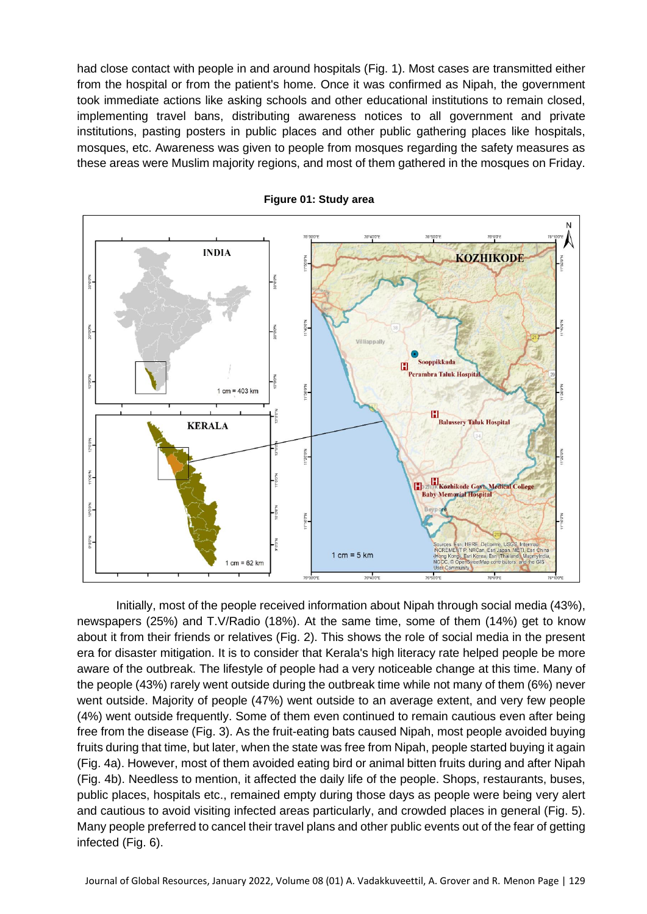had close contact with people in and around hospitals (Fig. 1). Most cases are transmitted either from the hospital or from the patient's home. Once it was confirmed as Nipah, the government took immediate actions like asking schools and other educational institutions to remain closed, implementing travel bans, distributing awareness notices to all government and private institutions, pasting posters in public places and other public gathering places like hospitals, mosques, etc. Awareness was given to people from mosques regarding the safety measures as these areas were Muslim majority regions, and most of them gathered in the mosques on Friday.

**Figure 01: Study area**

Initially, most of the people received information about Nipah through social media (43%), newspapers (25%) and T.V/Radio (18%). At the same time, some of them (14%) get to know about it from their friends or relatives (Fig. 2). This shows the role of social media in the present era for disaster mitigation. It is to consider that Kerala's high literacy rate helped people be more aware of the outbreak. The lifestyle of people had a very noticeable change at this time. Many of the people (43%) rarely went outside during the outbreak time while not many of them (6%) never went outside. Majority of people (47%) went outside to an average extent, and very few people (4%) went outside frequently. Some of them even continued to remain cautious even after being free from the disease (Fig. 3). As the fruit-eating bats caused Nipah, most people avoided buying fruits during that time, but later, when the state was free from Nipah, people started buying it again (Fig. 4a). However, most of them avoided eating bird or animal bitten fruits during and after Nipah (Fig. 4b). Needless to mention, it affected the daily life of the people. Shops, restaurants, buses, public places, hospitals etc., remained empty during those days as people were being very alert and cautious to avoid visiting infected areas particularly, and crowded places in general (Fig. 5). Many people preferred to cancel their travel plans and other public events out of the fear of getting infected (Fig. 6).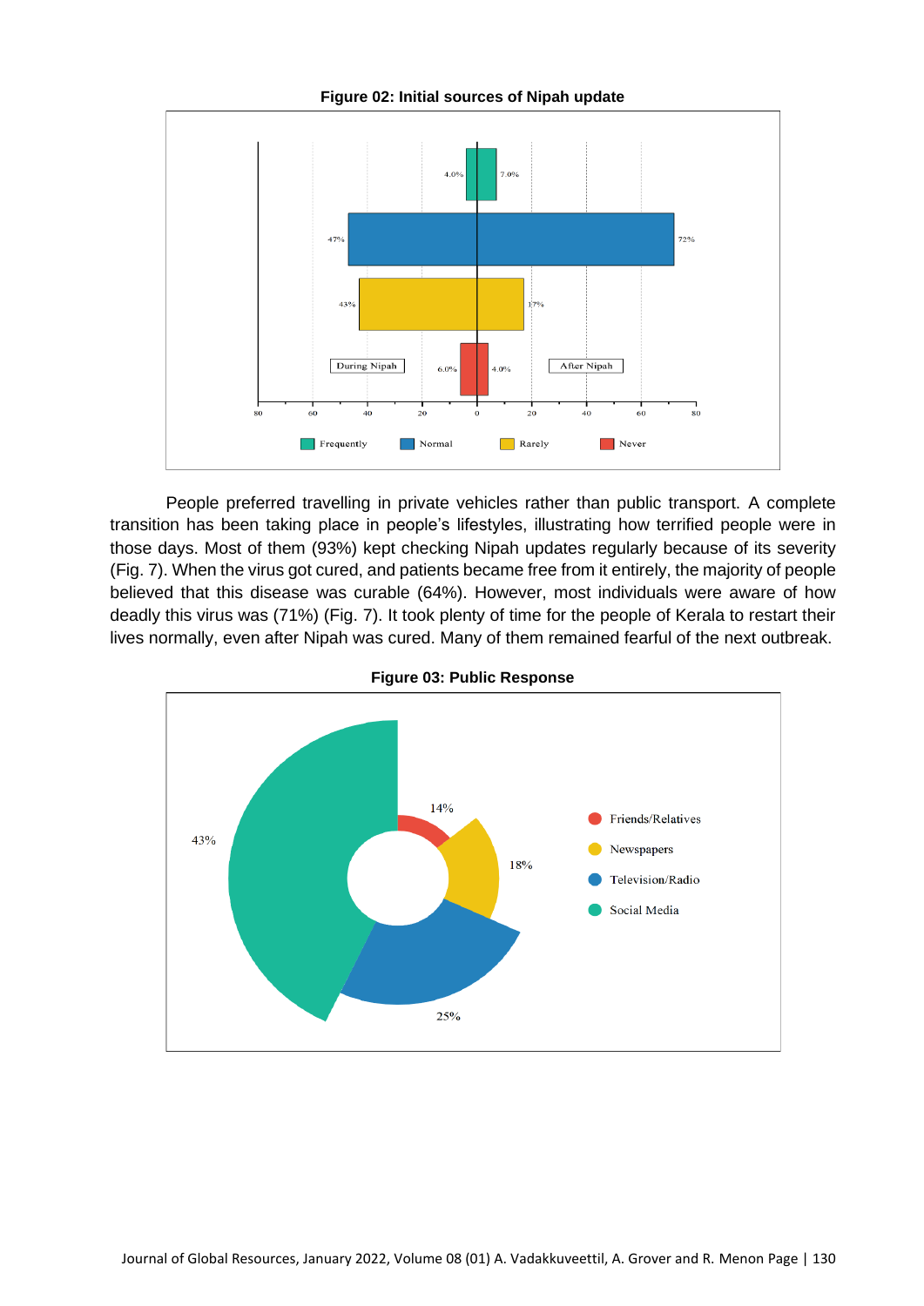**Figure 02: Initial sources of Nipah update**

People preferred travelling in private vehicles rather than public transport. A complete transition has been taking place in people's lifestyles, illustrating how terrified people were in those days. Most of them (93%) kept checking Nipah updates regularly because of its severity (Fig. 7). When the virus got cured, and patients became free from it entirely, the majority of people believed that this disease was curable (64%). However, most individuals were aware of how deadly this virus was (71%) (Fig. 7). It took plenty of time for the people of Kerala to restart their lives normally, even after Nipah was cured. Many of them remained fearful of the next outbreak.

**Figure 03: Public Response**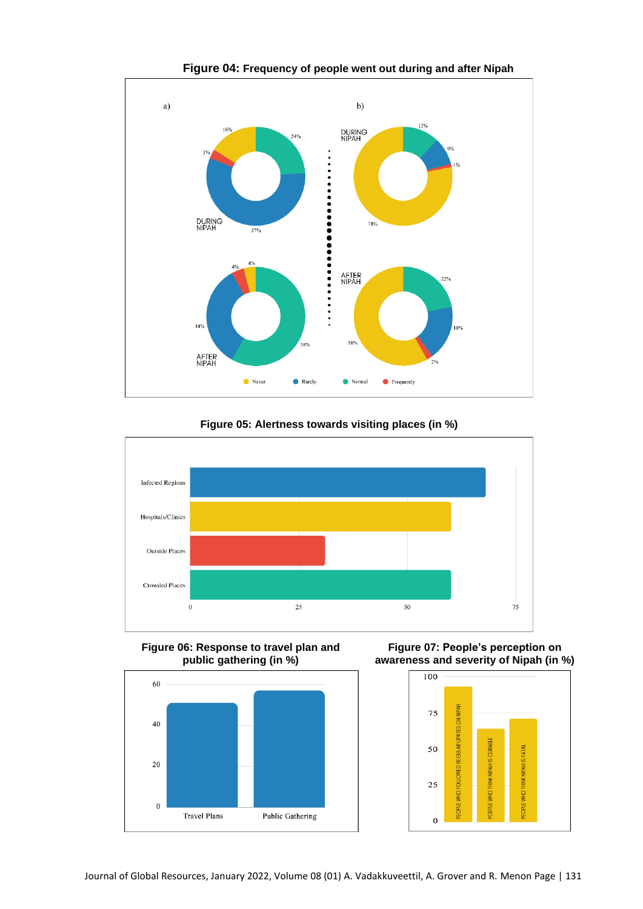**Figure 04:** **Frequency of people went out during and after Nipah**

**Figure 05: Alertness towards visiting places (in %)**

**Figure 06: Response to travel plan and public gathering (in %)**

**Figure 07: People's perception on awareness and severity of Nipah (in %)**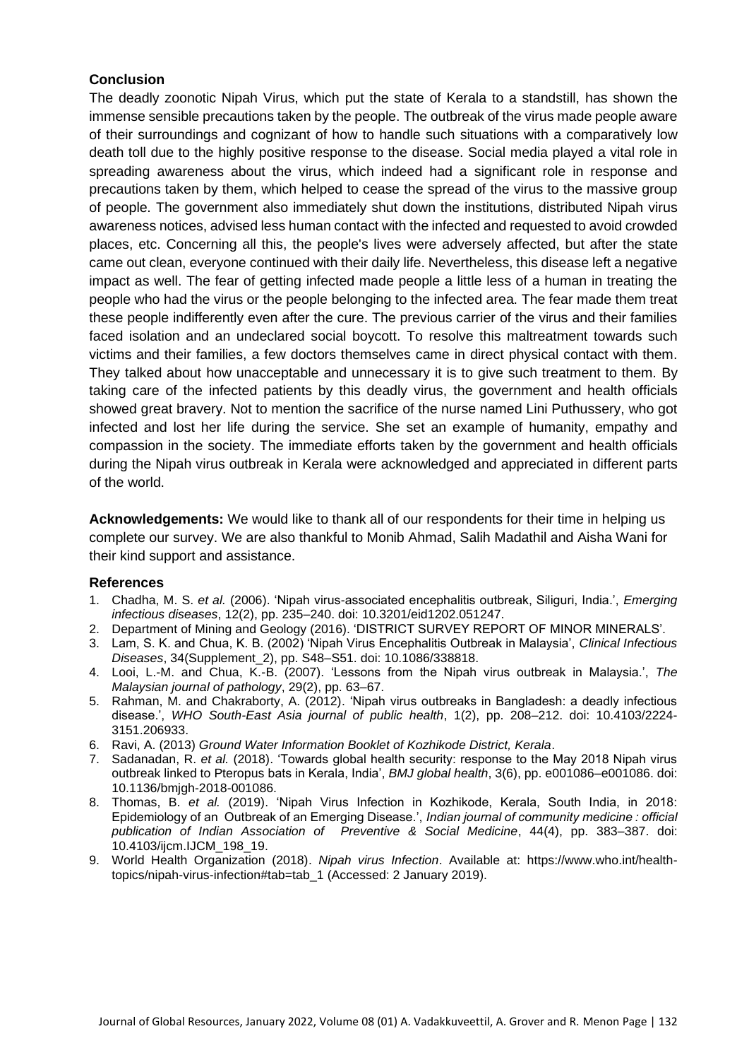## Conclusion

The deadly zoonotic Nipah Virus, which put the state of Kerala to a standstill, has shown the immense sensible precautions taken by the people. The outbreak of the virus made people aware of their surroundings and cognizant of how to handle such situations with a comparatively low death toll due to the highly positive response to the disease. Social media played a vital role in spreading awareness about the virus, which indeed had a significant role in response and precautions taken by them, which helped to cease the spread of the virus to the massive group of people. The government also immediately shut down the institutions, distributed Nipah virus awareness notices, advised less human contact with the infected and requested to avoid crowded places, etc. Concerning all this, the people's lives were adversely affected, but after the state came out clean, everyone continued with their daily life. Nevertheless, this disease left a negative impact as well. The fear of getting infected made people a little less of a human in treating the people who had the virus or the people belonging to the infected area. The fear made them treat these people indifferently even after the cure. The previous carrier of the virus and their families faced isolation and an undeclared social boycott. To resolve this maltreatment towards such victims and their families, a few doctors themselves came in direct physical contact with them. They talked about how unacceptable and unnecessary it is to give such treatment to them. By taking care of the infected patients by this deadly virus, the government and health officials showed great bravery. Not to mention the sacrifice of the nurse named Lini Puthussery, who got infected and lost her life during the service. She set an example of humanity, empathy and compassion in the society. The immediate efforts taken by the government and health officials during the Nipah virus outbreak in Kerala were acknowledged and appreciated in different parts of the world.

**Acknowledgements:** We would like to thank all of our respondents for their time in helping us complete our survey. We are also thankful to Monib Ahmad, Salih Madathil and Aisha Wani for their kind support and assistance.

## References

1. Chadha, M. S. *et al.* (2006). 'Nipah virus-associated encephalitis outbreak, Siliguri, India.', *Emerging infectious diseases*, 12(2), pp. 235–240. doi: 10.3201/eid1202.051247.
2. Department of Mining and Geology (2016). 'DISTRICT SURVEY REPORT OF MINOR MINERALS'.
3. Lam, S. K. and Chua, K. B. (2002) 'Nipah Virus Encephalitis Outbreak in Malaysia', *Clinical Infectious Diseases*, 34(Supplement_2), pp. S48–S51. doi: 10.1086/338818.
4. Looi, L.-M. and Chua, K.-B. (2007). 'Lessons from the Nipah virus outbreak in Malaysia.', *The Malaysian journal of pathology*, 29(2), pp. 63–67.
5. Rahman, M. and Chakraborty, A. (2012). 'Nipah virus outbreaks in Bangladesh: a deadly infectious disease.', *WHO South-East Asia journal of public health*, 1(2), pp. 208–212. doi: 10.4103/2224-3151.206933.
6. Ravi, A. (2013) *Ground Water Information Booklet of Kozhikode District, Kerala*.
7. Sadanadan, R. *et al.* (2018). 'Towards global health security: response to the May 2018 Nipah virus outbreak linked to Pteropus bats in Kerala, India', *BMJ global health*, 3(6), pp. e001086–e001086. doi: 10.1136/bmjgh-2018-001086.
8. Thomas, B. *et al.* (2019). 'Nipah Virus Infection in Kozhikode, Kerala, South India, in 2018: Epidemiology of an Outbreak of an Emerging Disease.', *Indian journal of community medicine : official publication of Indian Association of Preventive & Social Medicine*, 44(4), pp. 383–387. doi: 10.4103/ijcm.IJCM_198_19.
9. World Health Organization (2018). *Nipah virus Infection*. Available at: https://www.who.int/health-topics/nipah-virus-infection#tab=tab_1 (Accessed: 2 January 2019).